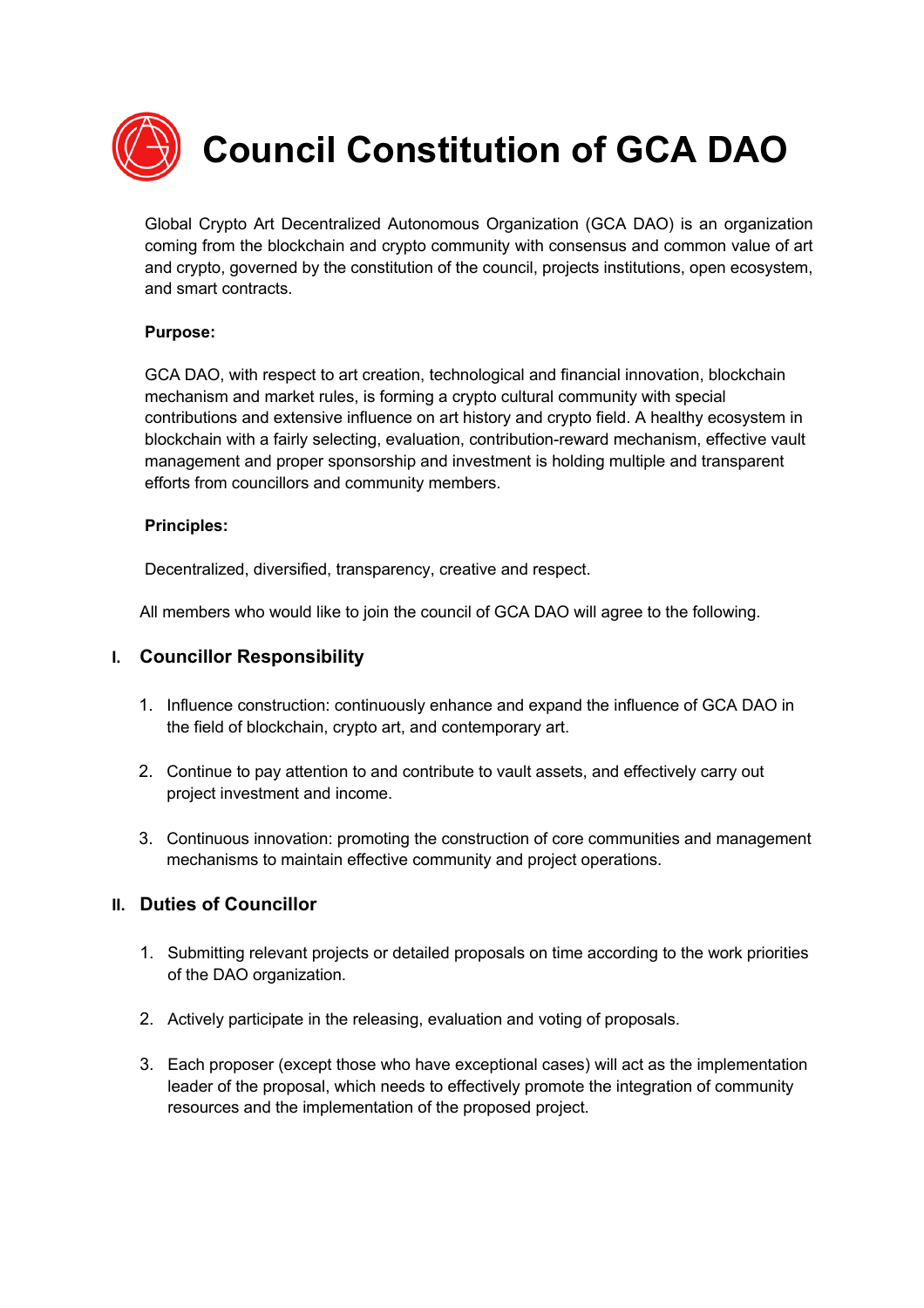# Council Constitution of GCA DAO

Global Crypto Art Decentralized Autonomous Organization (GCA DAO) is an organization coming from the blockchain and crypto community with consensus and common value of art and crypto, governed by the constitution of the council, projects institutions, open ecosystem, and smart contracts.

**Purpose:**

GCA DAO, with respect to art creation, technological and financial innovation, blockchain mechanism and market rules, is forming a crypto cultural community with special contributions and extensive influence on art history and crypto field. A healthy ecosystem in blockchain with a fairly selecting, evaluation, contribution-reward mechanism, effective vault management and proper sponsorship and investment is holding multiple and transparent efforts from councillors and community members.

**Principles:**

Decentralized, diversified, transparency, creative and respect.

All members who would like to join the council of GCA DAO will agree to the following.

## I. Councillor Responsibility

1. Influence construction: continuously enhance and expand the influence of GCA DAO in the field of blockchain, crypto art, and contemporary art.

2. Continue to pay attention to and contribute to vault assets, and effectively carry out project investment and income.

3. Continuous innovation: promoting the construction of core communities and management mechanisms to maintain effective community and project operations.

## II. Duties of Councillor

1. Submitting relevant projects or detailed proposals on time according to the work priorities of the DAO organization.

2. Actively participate in the releasing, evaluation and voting of proposals.

3. Each proposer (except those who have exceptional cases) will act as the implementation leader of the proposal, which needs to effectively promote the integration of community resources and the implementation of the proposed project.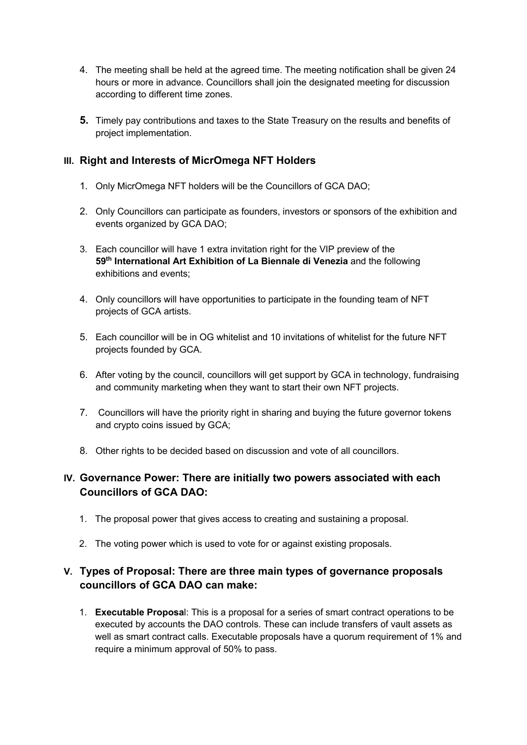4. The meeting shall be held at the agreed time. The meeting notification shall be given 24 hours or more in advance. Councillors shall join the designated meeting for discussion according to different time zones.

5. Timely pay contributions and taxes to the State Treasury on the results and benefits of project implementation.

## III. Right and Interests of MicrOmega NFT Holders

1. Only MicrOmega NFT holders will be the Councillors of GCA DAO;

2. Only Councillors can participate as founders, investors or sponsors of the exhibition and events organized by GCA DAO;

3. Each councillor will have 1 extra invitation right for the VIP preview of the **59th International Art Exhibition of La Biennale di Venezia** and the following exhibitions and events;

4. Only councillors will have opportunities to participate in the founding team of NFT projects of GCA artists.

5. Each councillor will be in OG whitelist and 10 invitations of whitelist for the future NFT projects founded by GCA.

6. After voting by the council, councillors will get support by GCA in technology, fundraising and community marketing when they want to start their own NFT projects.

7. Councillors will have the priority right in sharing and buying the future governor tokens and crypto coins issued by GCA;

8. Other rights to be decided based on discussion and vote of all councillors.

## IV. Governance Power: There are initially two powers associated with each Councillors of GCA DAO:

1. The proposal power that gives access to creating and sustaining a proposal.

2. The voting power which is used to vote for or against existing proposals.

## V. Types of Proposal: There are three main types of governance proposals councillors of GCA DAO can make:

1. **Executable Proposa**l: This is a proposal for a series of smart contract operations to be executed by accounts the DAO controls. These can include transfers of vault assets as well as smart contract calls. Executable proposals have a quorum requirement of 1% and require a minimum approval of 50% to pass.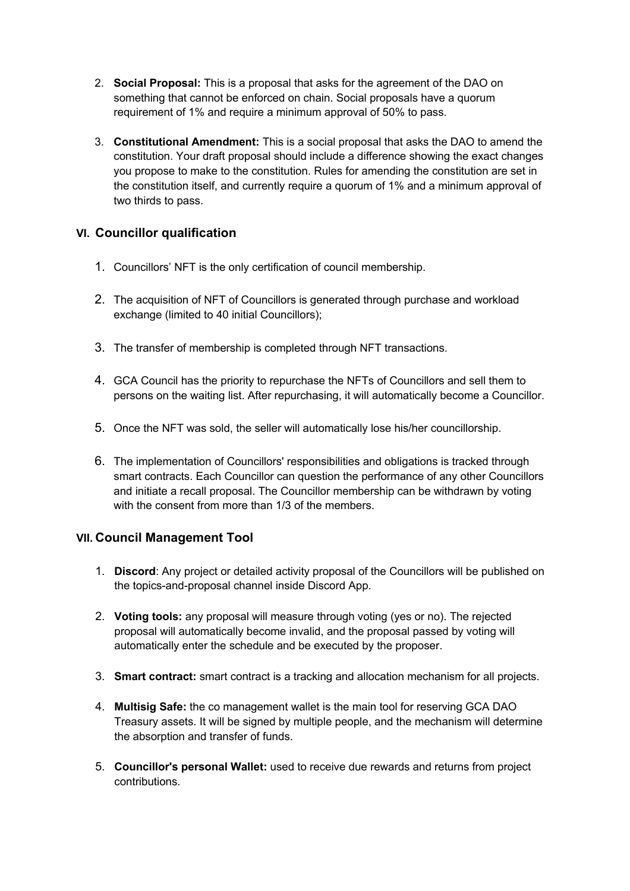2. **Social Proposal:** This is a proposal that asks for the agreement of the DAO on something that cannot be enforced on chain. Social proposals have a quorum requirement of 1% and require a minimum approval of 50% to pass.

3. **Constitutional Amendment:** This is a social proposal that asks the DAO to amend the constitution. Your draft proposal should include a difference showing the exact changes you propose to make to the constitution. Rules for amending the constitution are set in the constitution itself, and currently require a quorum of 1% and a minimum approval of two thirds to pass.

## VI. Councillor qualification

1. Councillors' NFT is the only certification of council membership.

2. The acquisition of NFT of Councillors is generated through purchase and workload exchange (limited to 40 initial Councillors);

3. The transfer of membership is completed through NFT transactions.

4. GCA Council has the priority to repurchase the NFTs of Councillors and sell them to persons on the waiting list. After repurchasing, it will automatically become a Councillor.

5. Once the NFT was sold, the seller will automatically lose his/her councillorship.

6. The implementation of Councillors' responsibilities and obligations is tracked through smart contracts. Each Councillor can question the performance of any other Councillors and initiate a recall proposal. The Councillor membership can be withdrawn by voting with the consent from more than 1/3 of the members.

## VII. Council Management Tool

1. **Discord**: Any project or detailed activity proposal of the Councillors will be published on the topics-and-proposal channel inside Discord App.

2. **Voting tools:** any proposal will measure through voting (yes or no). The rejected proposal will automatically become invalid, and the proposal passed by voting will automatically enter the schedule and be executed by the proposer.

3. **Smart contract:** smart contract is a tracking and allocation mechanism for all projects.

4. **Multisig Safe:** the co management wallet is the main tool for reserving GCA DAO Treasury assets. It will be signed by multiple people, and the mechanism will determine the absorption and transfer of funds.

5. **Councillor's personal Wallet:** used to receive due rewards and returns from project contributions.